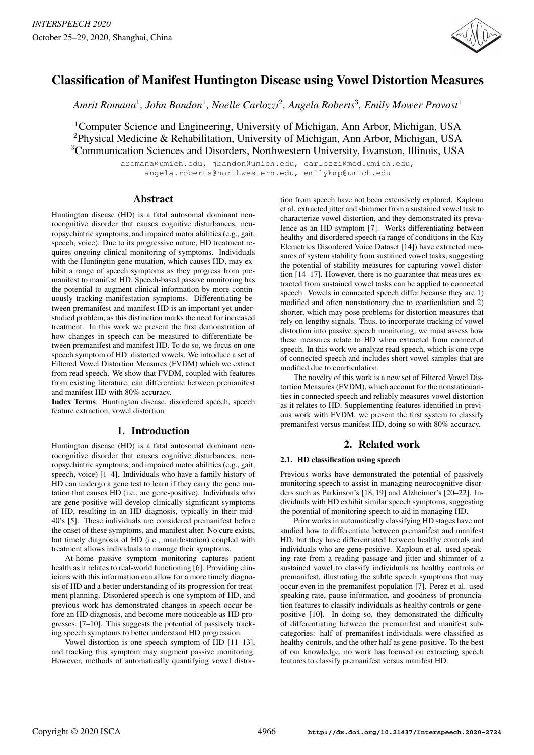# Classification of Manifest Huntington Disease using Vowel Distortion Measures

*Amrit Romana*[1], *John Bandon*[1], *Noelle Carlozzi*[2], *Angela Roberts*[3], *Emily Mower Provost*[1]

[1]Computer Science and Engineering, University of Michigan, Ann Arbor, Michigan, USA
[2]Physical Medicine & Rehabilitation, University of Michigan, Ann Arbor, Michigan, USA
[3]Communication Sciences and Disorders, Northwestern University, Evanston, Illinois, USA

aromana@umich.edu, jbandon@umich.edu, carlozzi@med.umich.edu, angela.roberts@northwestern.edu, emilykmp@umich.edu

## Abstract

Huntington disease (HD) is a fatal autosomal dominant neurocognitive disorder that causes cognitive disturbances, neuropsychiatric symptoms, and impaired motor abilities (e.g., gait, speech, voice). Due to its progressive nature, HD treatment requires ongoing clinical monitoring of symptoms. Individuals with the Huntingtin gene mutation, which causes HD, may exhibit a range of speech symptoms as they progress from premanifest to manifest HD. Speech-based passive monitoring has the potential to augment clinical information by more continuously tracking manifestation symptoms. Differentiating between premanifest and manifest HD is an important yet understudied problem, as this distinction marks the need for increased treatment. In this work we present the first demonstration of how changes in speech can be measured to differentiate between premanifest and manifest HD. To do so, we focus on one speech symptom of HD: distorted vowels. We introduce a set of Filtered Vowel Distortion Measures (FVDM) which we extract from read speech. We show that FVDM, coupled with features from existing literature, can differentiate between premanifest and manifest HD with 80% accuracy.

**Index Terms**: Huntington disease, disordered speech, speech feature extraction, vowel distortion

## 1. Introduction

Huntington disease (HD) is a fatal autosomal dominant neurocognitive disorder that causes cognitive disturbances, neuropsychiatric symptoms, and impaired motor abilities (e.g., gait, speech, voice) [1–4]. Individuals who have a family history of HD can undergo a gene test to learn if they carry the gene mutation that causes HD (i.e., are gene-positive). Individuals who are gene-positive will develop clinically significant symptoms of HD, resulting in an HD diagnosis, typically in their mid-40's [5]. These individuals are considered premanifest before the onset of these symptoms, and manifest after. No cure exists, but timely diagnosis of HD (i.e., manifestation) coupled with treatment allows individuals to manage their symptoms.

At-home passive symptom monitoring captures patient health as it relates to real-world functioning [6]. Providing clinicians with this information can allow for a more timely diagnosis of HD and a better understanding of its progression for treatment planning. Disordered speech is one symptom of HD, and previous work has demonstrated changes in speech occur before an HD diagnosis, and become more noticeable as HD progresses. [7–10]. This suggests the potential of passively tracking speech symptoms to better understand HD progression.

Vowel distortion is one speech symptom of HD [11–13], and tracking this symptom may augment passive monitoring. However, methods of automatically quantifying vowel distortion from speech have not been extensively explored. Kaploun et al. extracted jitter and shimmer from a sustained vowel task to characterize vowel distortion, and they demonstrated its prevalence as an HD symptom [7]. Works differentiating between healthy and disordered speech (a range of conditions in the Kay Elemetrics Disordered Voice Dataset [14]) have extracted measures of system stability from sustained vowel tasks, suggesting the potential of stability measures for capturing vowel distortion [14–17]. However, there is no guarantee that measures extracted from sustained vowel tasks can be applied to connected speech. Vowels in connected speech differ because they are 1) modified and often nonstationary due to coarticulation and 2) shorter, which may pose problems for distortion measures that rely on lengthy signals. Thus, to incorporate tracking of vowel distortion into passive speech monitoring, we must assess how these measures relate to HD when extracted from connected speech. In this work we analyze read speech, which is one type of connected speech and includes short vowel samples that are modified due to coarticulation.

The novelty of this work is a new set of Filtered Vowel Distortion Measures (FVDM), which account for the nonstationarities in connected speech and reliably measures vowel distortion as it relates to HD. Supplementing features identified in previous work with FVDM, we present the first system to classify premanifest versus manifest HD, doing so with 80% accuracy.

## 2. Related work

### 2.1. HD classification using speech

Previous works have demonstrated the potential of passively monitoring speech to assist in managing neurocognitive disorders such as Parkinson's [18, 19] and Alzheimer's [20–22]. Individuals with HD exhibit similar speech symptoms, suggesting the potential of monitoring speech to aid in managing HD.

Prior works in automatically classifying HD stages have not studied how to differentiate between premanifest and manifest HD, but they have differentiated between healthy controls and individuals who are gene-positive. Kaploun et al. used speaking rate from a reading passage and jitter and shimmer of a sustained vowel to classify individuals as healthy controls or premanifest, illustrating the subtle speech symptoms that may occur even in the premanifest population [7]. Perez et al. used speaking rate, pause information, and goodness of pronunciation features to classify individuals as healthy controls or gene-positive [10]. In doing so, they demonstrated the difficulty of differentiating between the premanifest and manifest subcategories: half of premanifest individuals were classified as healthy controls, and the other half as gene-positive. To the best of our knowledge, no work has focused on extracting speech features to classify premanifest versus manifest HD.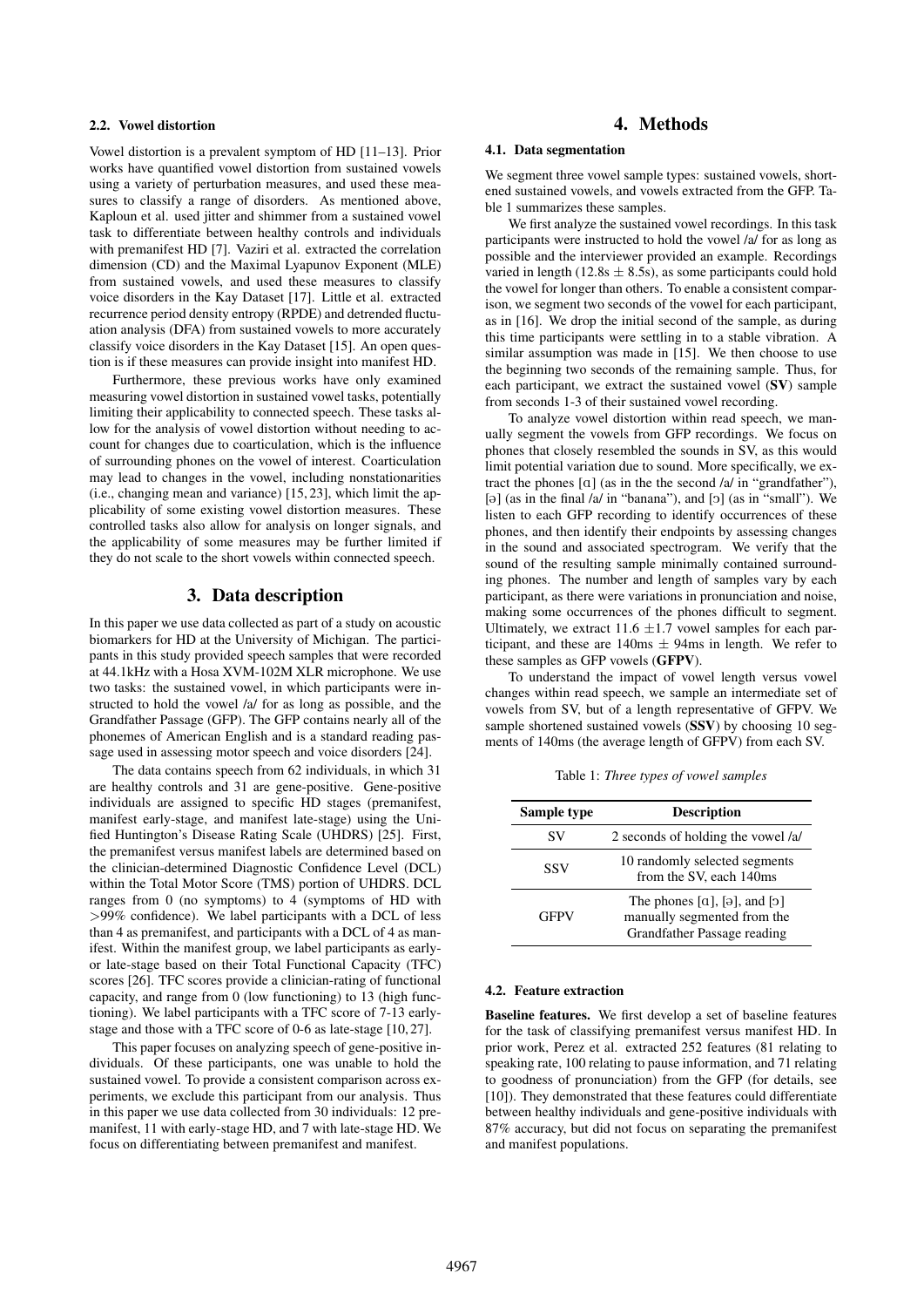### 2.2. Vowel distortion

Vowel distortion is a prevalent symptom of HD [11–13]. Prior works have quantified vowel distortion from sustained vowels using a variety of perturbation measures, and used these measures to classify a range of disorders. As mentioned above, Kaploun et al. used jitter and shimmer from a sustained vowel task to differentiate between healthy controls and individuals with premanifest HD [7]. Vaziri et al. extracted the correlation dimension (CD) and the Maximal Lyapunov Exponent (MLE) from sustained vowels, and used these measures to classify voice disorders in the Kay Dataset [17]. Little et al. extracted recurrence period density entropy (RPDE) and detrended fluctuation analysis (DFA) from sustained vowels to more accurately classify voice disorders in the Kay Dataset [15]. An open question is if these measures can provide insight into manifest HD.

Furthermore, these previous works have only examined measuring vowel distortion in sustained vowel tasks, potentially limiting their applicability to connected speech. These tasks allow for the analysis of vowel distortion without needing to account for changes due to coarticulation, which is the influence of surrounding phones on the vowel of interest. Coarticulation may lead to changes in the vowel, including nonstationarities (i.e., changing mean and variance) [15, 23], which limit the applicability of some existing vowel distortion measures. These controlled tasks also allow for analysis on longer signals, and the applicability of some measures may be further limited if they do not scale to the short vowels within connected speech.

## 3. Data description

In this paper we use data collected as part of a study on acoustic biomarkers for HD at the University of Michigan. The participants in this study provided speech samples that were recorded at 44.1kHz with a Hosa XVM-102M XLR microphone. We use two tasks: the sustained vowel, in which participants were instructed to hold the vowel /a/ for as long as possible, and the Grandfather Passage (GFP). The GFP contains nearly all of the phonemes of American English and is a standard reading passage used in assessing motor speech and voice disorders [24].

The data contains speech from 62 individuals, in which 31 are healthy controls and 31 are gene-positive. Gene-positive individuals are assigned to specific HD stages (premanifest, manifest early-stage, and manifest late-stage) using the Unified Huntington's Disease Rating Scale (UHDRS) [25]. First, the premanifest versus manifest labels are determined based on the clinician-determined Diagnostic Confidence Level (DCL) within the Total Motor Score (TMS) portion of UHDRS. DCL ranges from 0 (no symptoms) to 4 (symptoms of HD with >99% confidence). We label participants with a DCL of less than 4 as premanifest, and participants with a DCL of 4 as manifest. Within the manifest group, we label participants as early- or late-stage based on their Total Functional Capacity (TFC) scores [26]. TFC scores provide a clinician-rating of functional capacity, and range from 0 (low functioning) to 13 (high functioning). We label participants with a TFC score of 7-13 early-stage and those with a TFC score of 0-6 as late-stage [10, 27].

This paper focuses on analyzing speech of gene-positive individuals. Of these participants, one was unable to hold the sustained vowel. To provide a consistent comparison across experiments, we exclude this participant from our analysis. Thus in this paper we use data collected from 30 individuals: 12 premanifest, 11 with early-stage HD, and 7 with late-stage HD. We focus on differentiating between premanifest and manifest.

## 4. Methods

### 4.1. Data segmentation

We segment three vowel sample types: sustained vowels, shortened sustained vowels, and vowels extracted from the GFP. Table 1 summarizes these samples.

We first analyze the sustained vowel recordings. In this task participants were instructed to hold the vowel /a/ for as long as possible and the interviewer provided an example. Recordings varied in length (12.8s ± 8.5s), as some participants could hold the vowel for longer than others. To enable a consistent comparison, we segment two seconds of the vowel for each participant, as in [16]. We drop the initial second of the sample, as during this time participants were settling in to a stable vibration. A similar assumption was made in [15]. We then choose to use the beginning two seconds of the remaining sample. Thus, for each participant, we extract the sustained vowel (**SV**) sample from seconds 1-3 of their sustained vowel recording.

To analyze vowel distortion within read speech, we manually segment the vowels from GFP recordings. We focus on phones that closely resembled the sounds in SV, as this would limit potential variation due to sound. More specifically, we extract the phones [ɑ] (as in the the second /a/ in "grandfather"), [ə] (as in the final /a/ in "banana"), and [ɔ] (as in "small"). We listen to each GFP recording to identify occurrences of these phones, and then identify their endpoints by assessing changes in the sound and associated spectrogram. We verify that the sound of the resulting sample minimally contained surrounding phones. The number and length of samples vary by each participant, as there were variations in pronunciation and noise, making some occurrences of the phones difficult to segment. Ultimately, we extract 11.6 ±1.7 vowel samples for each participant, and these are 140ms ± 94ms in length. We refer to these samples as GFP vowels (**GFPV**).

To understand the impact of vowel length versus vowel changes within read speech, we sample an intermediate set of vowels from SV, but of a length representative of GFPV. We sample shortened sustained vowels (**SSV**) by choosing 10 segments of 140ms (the average length of GFPV) from each SV.

Table 1: *Three types of vowel samples*

| Sample type | Description |
|---|---|
| SV | 2 seconds of holding the vowel /a/ |
| SSV | 10 randomly selected segments from the SV, each 140ms |
| GFPV | The phones [ɑ], [ə], and [ɔ] manually segmented from the Grandfather Passage reading |

### 4.2. Feature extraction

**Baseline features.** We first develop a set of baseline features for the task of classifying premanifest versus manifest HD. In prior work, Perez et al. extracted 252 features (81 relating to speaking rate, 100 relating to pause information, and 71 relating to goodness of pronunciation) from the GFP (for details, see [10]). They demonstrated that these features could differentiate between healthy individuals and gene-positive individuals with 87% accuracy, but did not focus on separating the premanifest and manifest populations.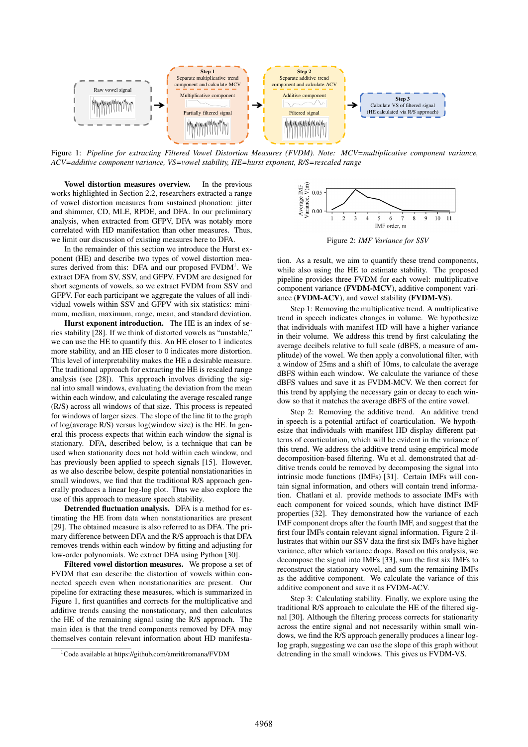Figure 1: *Pipeline for extracting Filtered Vowel Distortion Measures (FVDM). Note: MCV=multiplicative component variance, ACV=additive component variance, VS=vowel stability, HE=hurst exponent, R/S=rescaled range*

**Vowel distortion measures overview.** In the previous works highlighted in Section 2.2, researchers extracted a range of vowel distortion measures from sustained phonation: jitter and shimmer, CD, MLE, RPDE, and DFA. In our preliminary analysis, when extracted from GFPV, DFA was notably more correlated with HD manifestation than other measures. Thus, we limit our discussion of existing measures here to DFA.

In the remainder of this section we introduce the Hurst exponent (HE) and describe two types of vowel distortion measures derived from this: DFA and our proposed FVDM[1]. We extract DFA from SV, SSV, and GFPV. FVDM are designed for short segments of vowels, so we extract FVDM from SSV and GFPV. For each participant we aggregate the values of all individual vowels within SSV and GFPV with six statistics: minimum, median, maximum, range, mean, and standard deviation.

**Hurst exponent introduction.** The HE is an index of series stability [28]. If we think of distorted vowels as "unstable," we can use the HE to quantify this. An HE closer to 1 indicates more stability, and an HE closer to 0 indicates more distortion. This level of interpretability makes the HE a desirable measure. The traditional approach for extracting the HE is rescaled range analysis (see [28]). This approach involves dividing the signal into small windows, evaluating the deviation from the mean within each window, and calculating the average rescaled range (R/S) across all windows of that size. This process is repeated for windows of larger sizes. The slope of the line fit to the graph of log(average R/S) versus log(window size) is the HE. In general this process expects that within each window the signal is stationary. DFA, described below, is a technique that can be used when stationarity does not hold within each window, and has previously been applied to speech signals [15]. However, as we also describe below, despite potential nonstationarities in small windows, we find that the traditional R/S approach generally produces a linear log-log plot. Thus we also explore the use of this approach to measure speech stability.

**Detrended fluctuation analysis.** DFA is a method for estimating the HE from data when nonstationarities are present [29]. The obtained measure is also referred to as DFA. The primary difference between DFA and the R/S approach is that DFA removes trends within each window by fitting and adjusting for low-order polynomials. We extract DFA using Python [30].

**Filtered vowel distortion measures.** We propose a set of FVDM that can describe the distortion of vowels within connected speech even when nonstationarities are present. Our pipeline for extracting these measures, which is summarized in Figure 1, first quantifies and corrects for the multiplicative and additive trends causing the nonstationary, and then calculates the HE of the remaining signal using the R/S approach. The main idea is that the trend components removed by DFA may themselves contain relevant information about HD manifestation. As a result, we aim to quantify these trend components, while also using the HE to estimate stability. The proposed pipeline provides three FVDM for each vowel: multiplicative component variance (**FVDM-MCV**), additive component variance (**FVDM-ACV**), and vowel stability (**FVDM-VS**).

Figure 2: *IMF Variance for SSV*

Step 1: Removing the multiplicative trend. A multiplicative trend in speech indicates changes in volume. We hypothesize that individuals with manifest HD will have a higher variance in their volume. We address this trend by first calculating the average decibels relative to full scale (dBFS, a measure of amplitude) of the vowel. We then apply a convolutional filter, with a window of 25ms and a shift of 10ms, to calculate the average dBFS within each window. We calculate the variance of these dBFS values and save it as FVDM-MCV. We then correct for this trend by applying the necessary gain or decay to each window so that it matches the average dBFS of the entire vowel.

Step 2: Removing the additive trend. An additive trend in speech is a potential artifact of coarticulation. We hypothesize that individuals with manifest HD display different patterns of coarticulation, which will be evident in the variance of this trend. We address the additive trend using empirical mode decomposition-based filtering. Wu et al. demonstrated that additive trends could be removed by decomposing the signal into intrinsic mode functions (IMFs) [31]. Certain IMFs will contain signal information, and others will contain trend information. Chatlani et al. provide methods to associate IMFs with each component for voiced sounds, which have distinct IMF properties [32]. They demonstrated how the variance of each IMF component drops after the fourth IMF, and suggest that the first four IMFs contain relevant signal information. Figure 2 illustrates that within our SSV data the first six IMFs have higher variance, after which variance drops. Based on this analysis, we decompose the signal into IMFs [33], sum the first six IMFs to reconstruct the stationary vowel, and sum the remaining IMFs as the additive component. We calculate the variance of this additive component and save it as FVDM-ACV.

Step 3: Calculating stability. Finally, we explore using the traditional R/S approach to calculate the HE of the filtered signal [30]. Although the filtering process corrects for stationarity across the entire signal and not necessarily within small windows, we find the R/S approach generally produces a linear log-log graph, suggesting we can use the slope of this graph without detrending in the small windows. This gives us FVDM-VS.

[1] Code available at https://github.com/amritkromana/FVDM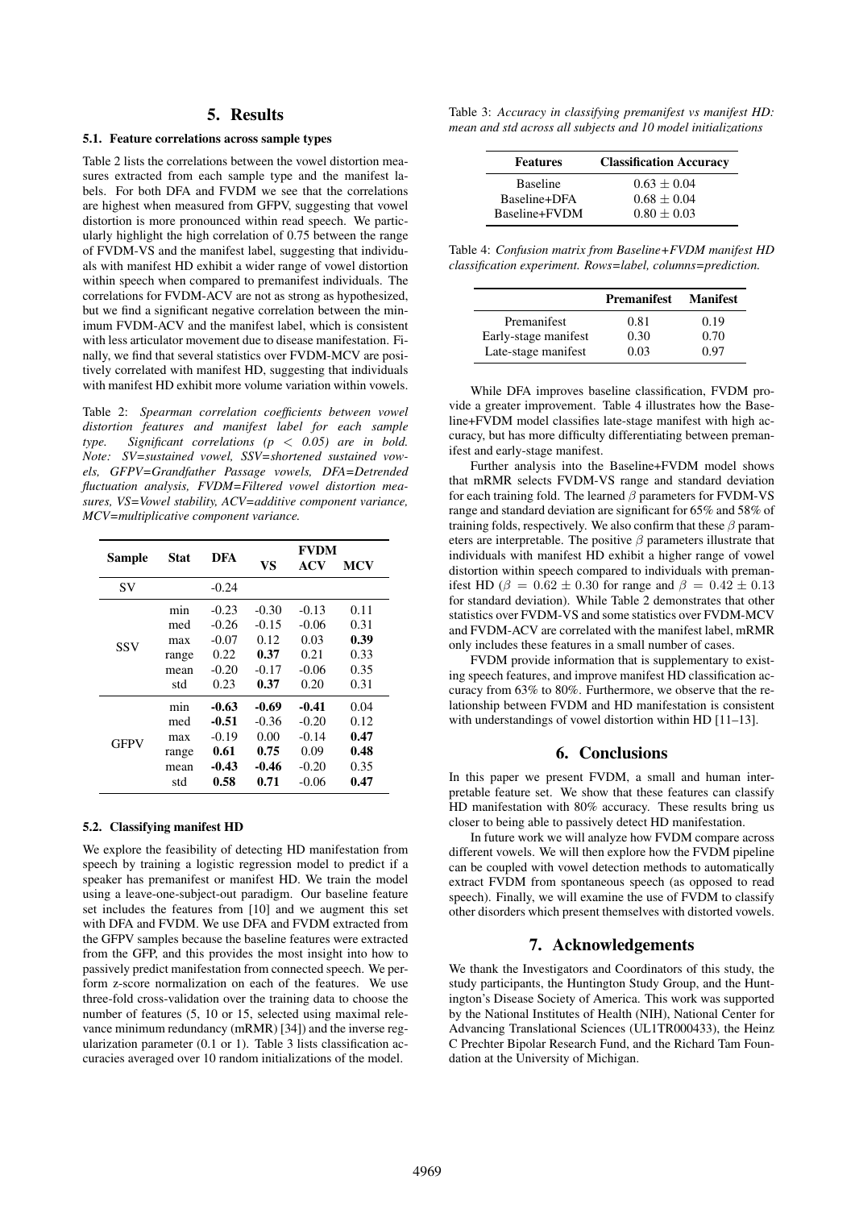## 5. Results

### 5.1. Feature correlations across sample types

Table 2 lists the correlations between the vowel distortion measures extracted from each sample type and the manifest labels. For both DFA and FVDM we see that the correlations are highest when measured from GFPV, suggesting that vowel distortion is more pronounced within read speech. We particularly highlight the high correlation of 0.75 between the range of FVDM-VS and the manifest label, suggesting that individuals with manifest HD exhibit a wider range of vowel distortion within speech when compared to premanifest individuals. The correlations for FVDM-ACV are not as strong as hypothesized, but we find a significant negative correlation between the minimum FVDM-ACV and the manifest label, which is consistent with less articulator movement due to disease manifestation. Finally, we find that several statistics over FVDM-MCV are positively correlated with manifest HD, suggesting that individuals with manifest HD exhibit more volume variation within vowels.

Table 2: *Spearman correlation coefficients between vowel distortion features and manifest label for each sample type. Significant correlations ($p < 0.05$) are in bold. Note: SV=sustained vowel, SSV=shortened sustained vowels, GFPV=Grandfather Passage vowels, DFA=Detrended fluctuation analysis, FVDM=Filtered vowel distortion measures, VS=Vowel stability, ACV=additive component variance, MCV=multiplicative component variance.*

| Sample | Stat | DFA | FVDM | | |
|---|---|---|---|---|---|
| | | | VS | ACV | MCV |
| SV | | -0.24 | | | |
| SSV | min | -0.23 | -0.30 | -0.13 | 0.11 |
| | med | -0.26 | -0.15 | -0.06 | 0.31 |
| | max | -0.07 | 0.12 | 0.03 | **0.39** |
| | range | 0.22 | **0.37** | 0.21 | 0.33 |
| | mean | -0.20 | -0.17 | -0.06 | 0.35 |
| | std | 0.23 | **0.37** | 0.20 | 0.31 |
| GFPV | min | **-0.63** | **-0.69** | **-0.41** | 0.04 |
| | med | **-0.51** | -0.36 | -0.20 | 0.12 |
| | max | -0.19 | 0.00 | -0.14 | **0.47** |
| | range | **0.61** | **0.75** | 0.09 | **0.48** |
| | mean | **-0.43** | **-0.46** | -0.20 | 0.35 |
| | std | **0.58** | **0.71** | -0.06 | **0.47** |

### 5.2. Classifying manifest HD

We explore the feasibility of detecting HD manifestation from speech by training a logistic regression model to predict if a speaker has premanifest or manifest HD. We train the model using a leave-one-subject-out paradigm. Our baseline feature set includes the features from [10] and we augment this set with DFA and FVDM. We use DFA and FVDM extracted from the GFPV samples because the baseline features were extracted from the GFP, and this provides the most insight into how to passively predict manifestation from connected speech. We perform z-score normalization on each of the features. We use three-fold cross-validation over the training data to choose the number of features (5, 10 or 15, selected using maximal relevance minimum redundancy (mRMR) [34]) and the inverse regularization parameter (0.1 or 1). Table 3 lists classification accuracies averaged over 10 random initializations of the model.

Table 3: *Accuracy in classifying premanifest vs manifest HD: mean and std across all subjects and 10 model initializations*

| Features | Classification Accuracy |
|---|---|
| Baseline | $0.63 \pm 0.04$ |
| Baseline+DFA | $0.68 \pm 0.04$ |
| Baseline+FVDM | $0.80 \pm 0.03$ |

Table 4: *Confusion matrix from Baseline+FVDM manifest HD classification experiment. Rows=label, columns=prediction.*

| | Premanifest | Manifest |
|---|---|---|
| Premanifest | 0.81 | 0.19 |
| Early-stage manifest | 0.30 | 0.70 |
| Late-stage manifest | 0.03 | 0.97 |

While DFA improves baseline classification, FVDM provide a greater improvement. Table 4 illustrates how the Baseline+FVDM model classifies late-stage manifest with high accuracy, but has more difficulty differentiating between premanifest and early-stage manifest.

Further analysis into the Baseline+FVDM model shows that mRMR selects FVDM-VS range and standard deviation for each training fold. The learned $\beta$ parameters for FVDM-VS range and standard deviation are significant for 65% and 58% of training folds, respectively. We also confirm that these $\beta$ parameters are interpretable. The positive $\beta$ parameters illustrate that individuals with manifest HD exhibit a higher range of vowel distortion within speech compared to individuals with premanifest HD ($\beta = 0.62 \pm 0.30$ for range and $\beta = 0.42 \pm 0.13$ for standard deviation). While Table 2 demonstrates that other statistics over FVDM-VS and some statistics over FVDM-MCV and FVDM-ACV are correlated with the manifest label, mRMR only includes these features in a small number of cases.

FVDM provide information that is supplementary to existing speech features, and improve manifest HD classification accuracy from 63% to 80%. Furthermore, we observe that the relationship between FVDM and HD manifestation is consistent with understandings of vowel distortion within HD [11–13].

## 6. Conclusions

In this paper we present FVDM, a small and human interpretable feature set. We show that these features can classify HD manifestation with 80% accuracy. These results bring us closer to being able to passively detect HD manifestation.

In future work we will analyze how FVDM compare across different vowels. We will then explore how the FVDM pipeline can be coupled with vowel detection methods to automatically extract FVDM from spontaneous speech (as opposed to read speech). Finally, we will examine the use of FVDM to classify other disorders which present themselves with distorted vowels.

## 7. Acknowledgements

We thank the Investigators and Coordinators of this study, the study participants, the Huntington Study Group, and the Huntington's Disease Society of America. This work was supported by the National Institutes of Health (NIH), National Center for Advancing Translational Sciences (UL1TR000433), the Heinz C Prechter Bipolar Research Fund, and the Richard Tam Foundation at the University of Michigan.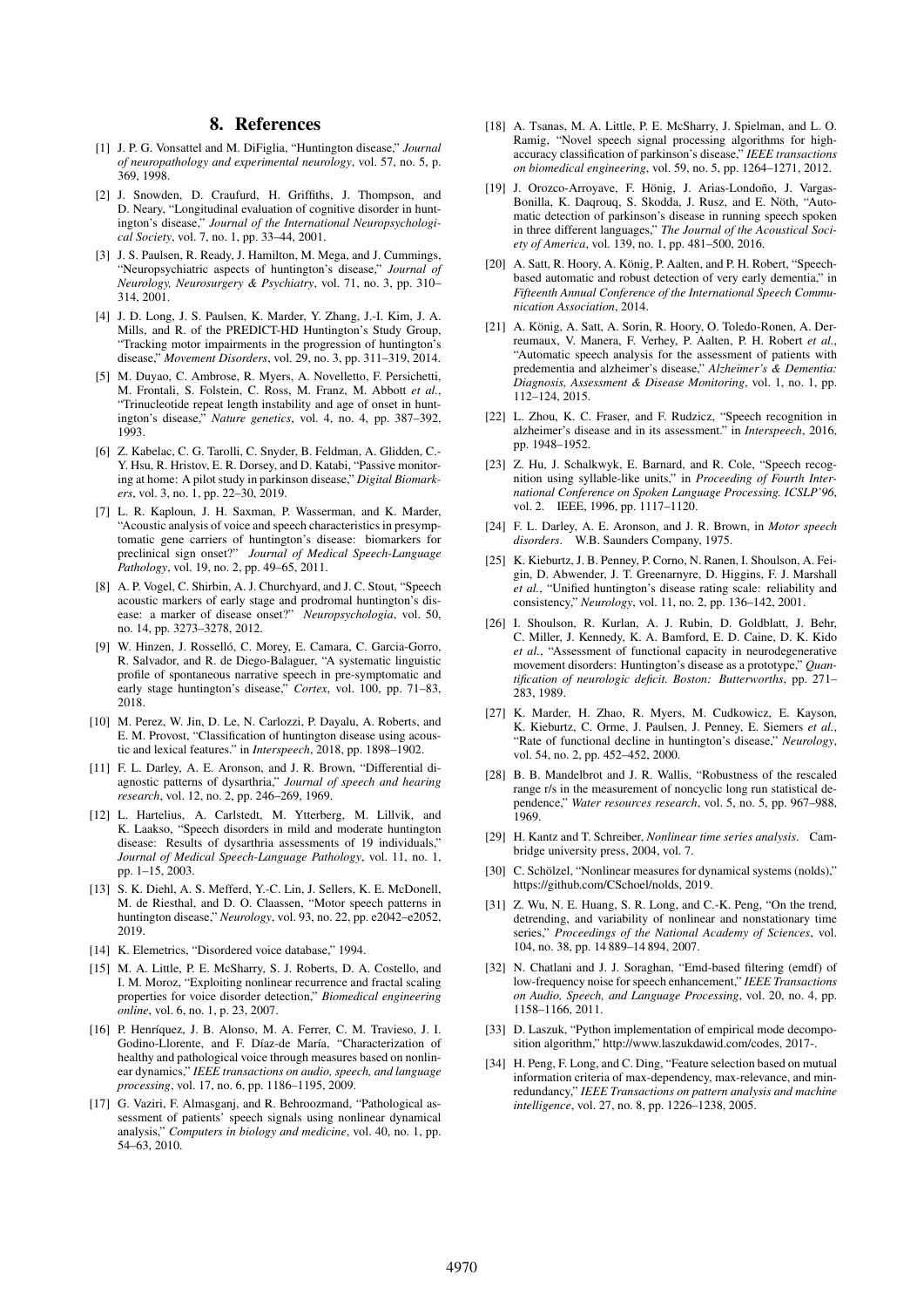## 8. References

[1] J. P. G. Vonsattel and M. DiFiglia, "Huntington disease," *Journal of neuropathology and experimental neurology*, vol. 57, no. 5, p. 369, 1998.

[2] J. Snowden, D. Craufurd, H. Griffiths, J. Thompson, and D. Neary, "Longitudinal evaluation of cognitive disorder in huntington's disease," *Journal of the International Neuropsychological Society*, vol. 7, no. 1, pp. 33–44, 2001.

[3] J. S. Paulsen, R. Ready, J. Hamilton, M. Mega, and J. Cummings, "Neuropsychiatric aspects of huntington's disease," *Journal of Neurology, Neurosurgery & Psychiatry*, vol. 71, no. 3, pp. 310–314, 2001.

[4] J. D. Long, J. S. Paulsen, K. Marder, Y. Zhang, J.-I. Kim, J. A. Mills, and R. of the PREDICT-HD Huntington's Study Group, "Tracking motor impairments in the progression of huntington's disease," *Movement Disorders*, vol. 29, no. 3, pp. 311–319, 2014.

[5] M. Duyao, C. Ambrose, R. Myers, A. Novelletto, F. Persichetti, M. Frontali, S. Folstein, C. Ross, M. Franz, M. Abbott *et al.*, "Trinucleotide repeat length instability and age of onset in huntington's disease," *Nature genetics*, vol. 4, no. 4, pp. 387–392, 1993.

[6] Z. Kabelac, C. G. Tarolli, C. Snyder, B. Feldman, A. Glidden, C.-Y. Hsu, R. Hristov, E. R. Dorsey, and D. Katabi, "Passive monitoring at home: A pilot study in parkinson disease," *Digital Biomarkers*, vol. 3, no. 1, pp. 22–30, 2019.

[7] L. R. Kaploun, J. H. Saxman, P. Wasserman, and K. Marder, "Acoustic analysis of voice and speech characteristics in presymptomatic gene carriers of huntington's disease: biomarkers for preclinical sign onset?" *Journal of Medical Speech-Language Pathology*, vol. 19, no. 2, pp. 49–65, 2011.

[8] A. P. Vogel, C. Shirbin, A. J. Churchyard, and J. C. Stout, "Speech acoustic markers of early stage and prodromal huntington's disease: a marker of disease onset?" *Neuropsychologia*, vol. 50, no. 14, pp. 3273–3278, 2012.

[9] W. Hinzen, J. Rosselló, C. Morey, E. Camara, C. Garcia-Gorro, R. Salvador, and R. de Diego-Balaguer, "A systematic linguistic profile of spontaneous narrative speech in pre-symptomatic and early stage huntington's disease," *Cortex*, vol. 100, pp. 71–83, 2018.

[10] M. Perez, W. Jin, D. Le, N. Carlozzi, P. Dayalu, A. Roberts, and E. M. Provost, "Classification of huntington disease using acoustic and lexical features." in *Interspeech*, 2018, pp. 1898–1902.

[11] F. L. Darley, A. E. Aronson, and J. R. Brown, "Differential diagnostic patterns of dysarthria," *Journal of speech and hearing research*, vol. 12, no. 2, pp. 246–269, 1969.

[12] L. Hartelius, A. Carlstedt, M. Ytterberg, M. Lillvik, and K. Laakso, "Speech disorders in mild and moderate huntington disease: Results of dysarthria assessments of 19 individuals," *Journal of Medical Speech-Language Pathology*, vol. 11, no. 1, pp. 1–15, 2003.

[13] S. K. Diehl, A. S. Mefferd, Y.-C. Lin, J. Sellers, K. E. McDonell, M. de Riesthal, and D. O. Claassen, "Motor speech patterns in huntington disease," *Neurology*, vol. 93, no. 22, pp. e2042–e2052, 2019.

[14] K. Elemetrics, "Disordered voice database," 1994.

[15] M. A. Little, P. E. McSharry, S. J. Roberts, D. A. Costello, and I. M. Moroz, "Exploiting nonlinear recurrence and fractal scaling properties for voice disorder detection," *Biomedical engineering online*, vol. 6, no. 1, p. 23, 2007.

[16] P. Henríquez, J. B. Alonso, M. A. Ferrer, C. M. Travieso, J. I. Godino-Llorente, and F. Díaz-de María, "Characterization of healthy and pathological voice through measures based on nonlinear dynamics," *IEEE transactions on audio, speech, and language processing*, vol. 17, no. 6, pp. 1186–1195, 2009.

[17] G. Vaziri, F. Almasganj, and R. Behroozmand, "Pathological assessment of patients' speech signals using nonlinear dynamical analysis," *Computers in biology and medicine*, vol. 40, no. 1, pp. 54–63, 2010.

[18] A. Tsanas, M. A. Little, P. E. McSharry, J. Spielman, and L. O. Ramig, "Novel speech signal processing algorithms for high-accuracy classification of parkinson's disease," *IEEE transactions on biomedical engineering*, vol. 59, no. 5, pp. 1264–1271, 2012.

[19] J. Orozco-Arroyave, F. Hönig, J. Arias-Londoño, J. Vargas-Bonilla, K. Daqrouq, S. Skodda, J. Rusz, and E. Nöth, "Automatic detection of parkinson's disease in running speech spoken in three different languages," *The Journal of the Acoustical Society of America*, vol. 139, no. 1, pp. 481–500, 2016.

[20] A. Satt, R. Hoory, A. König, P. Aalten, and P. H. Robert, "Speech-based automatic and robust detection of very early dementia," in *Fifteenth Annual Conference of the International Speech Communication Association*, 2014.

[21] A. König, A. Satt, A. Sorin, R. Hoory, O. Toledo-Ronen, A. Derreumaux, V. Manera, F. Verhey, P. Aalten, P. H. Robert *et al.*, "Automatic speech analysis for the assessment of patients with predementia and alzheimer's disease," *Alzheimer's & Dementia: Diagnosis, Assessment & Disease Monitoring*, vol. 1, no. 1, pp. 112–124, 2015.

[22] L. Zhou, K. C. Fraser, and F. Rudzicz, "Speech recognition in alzheimer's disease and in its assessment." in *Interspeech*, 2016, pp. 1948–1952.

[23] Z. Hu, J. Schalkwyk, E. Barnard, and R. Cole, "Speech recognition using syllable-like units," in *Proceeding of Fourth International Conference on Spoken Language Processing. ICSLP'96*, vol. 2. IEEE, 1996, pp. 1117–1120.

[24] F. L. Darley, A. E. Aronson, and J. R. Brown, in *Motor speech disorders*. W.B. Saunders Company, 1975.

[25] K. Kieburtz, J. B. Penney, P. Corno, N. Ranen, I. Shoulson, A. Feigin, D. Abwender, J. T. Greenarnyre, D. Higgins, F. J. Marshall *et al.*, "Unified huntington's disease rating scale: reliability and consistency," *Neurology*, vol. 11, no. 2, pp. 136–142, 2001.

[26] I. Shoulson, R. Kurlan, A. J. Rubin, D. Goldblatt, J. Behr, C. Miller, J. Kennedy, K. A. Bamford, E. D. Caine, D. K. Kido *et al.*, "Assessment of functional capacity in neurodegenerative movement disorders: Huntington's disease as a prototype," *Quantification of neurologic deficit. Boston: Butterworths*, pp. 271–283, 1989.

[27] K. Marder, H. Zhao, R. Myers, M. Cudkowicz, E. Kayson, K. Kieburtz, C. Orme, J. Paulsen, J. Penney, E. Siemers *et al.*, "Rate of functional decline in huntington's disease," *Neurology*, vol. 54, no. 2, pp. 452–452, 2000.

[28] B. B. Mandelbrot and J. R. Wallis, "Robustness of the rescaled range r/s in the measurement of noncyclic long run statistical dependence," *Water resources research*, vol. 5, no. 5, pp. 967–988, 1969.

[29] H. Kantz and T. Schreiber, *Nonlinear time series analysis*. Cambridge university press, 2004, vol. 7.

[30] C. Schölzel, "Nonlinear measures for dynamical systems (nolds)," https://github.com/CSchoel/nolds, 2019.

[31] Z. Wu, N. E. Huang, S. R. Long, and C.-K. Peng, "On the trend, detrending, and variability of nonlinear and nonstationary time series," *Proceedings of the National Academy of Sciences*, vol. 104, no. 38, pp. 14 889–14 894, 2007.

[32] N. Chatlani and J. J. Soraghan, "Emd-based filtering (emdf) of low-frequency noise for speech enhancement," *IEEE Transactions on Audio, Speech, and Language Processing*, vol. 20, no. 4, pp. 1158–1166, 2011.

[33] D. Laszuk, "Python implementation of empirical mode decomposition algorithm," http://www.laszukdawid.com/codes, 2017-.

[34] H. Peng, F. Long, and C. Ding, "Feature selection based on mutual information criteria of max-dependency, max-relevance, and min-redundancy," *IEEE Transactions on pattern analysis and machine intelligence*, vol. 27, no. 8, pp. 1226–1238, 2005.